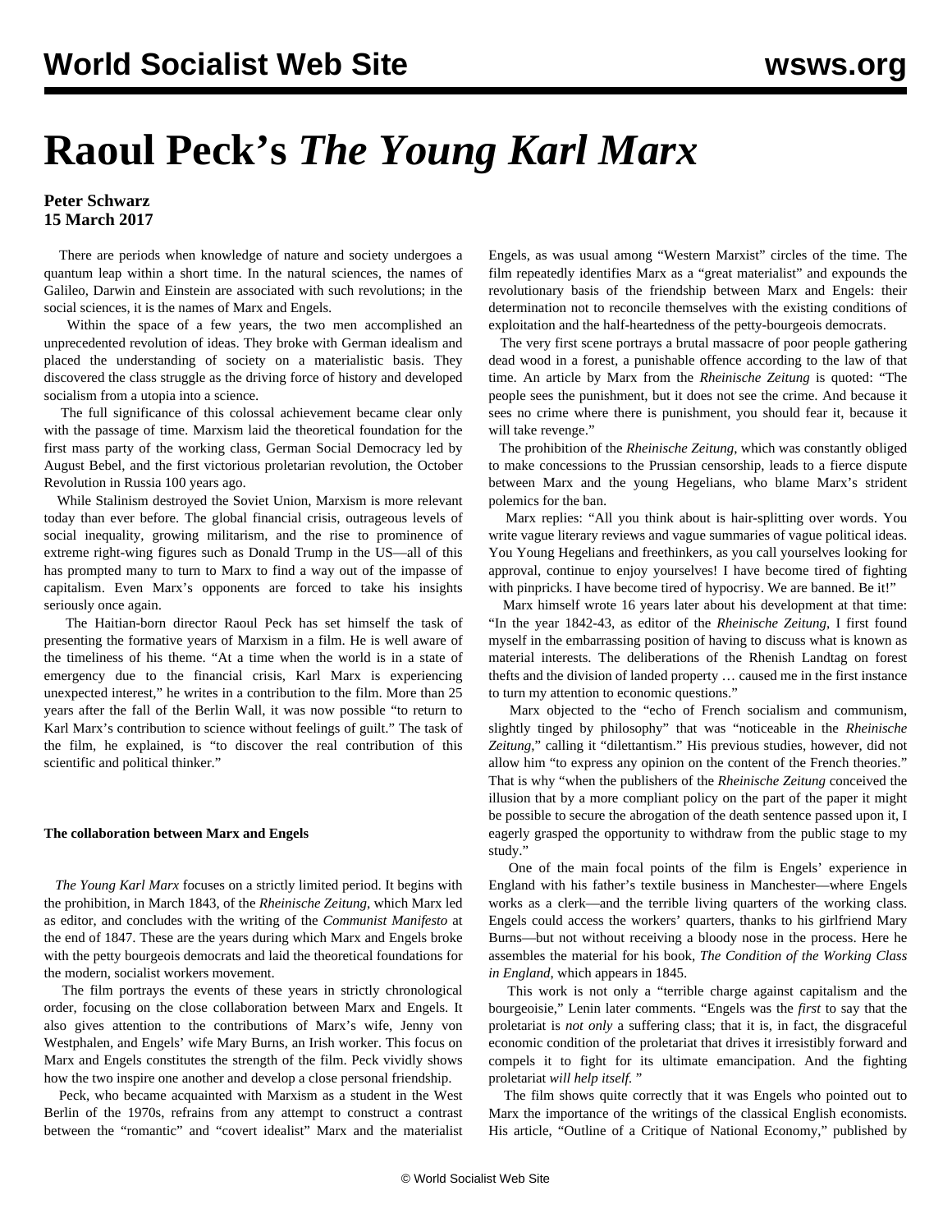# Raoul Peck's *The Young Karl Marx*

**Peter Schwarz**
**15 March 2017**

There are periods when knowledge of nature and society undergoes a quantum leap within a short time. In the natural sciences, the names of Galileo, Darwin and Einstein are associated with such revolutions; in the social sciences, it is the names of Marx and Engels.

Within the space of a few years, the two men accomplished an unprecedented revolution of ideas. They broke with German idealism and placed the understanding of society on a materialistic basis. They discovered the class struggle as the driving force of history and developed socialism from a utopia into a science.

The full significance of this colossal achievement became clear only with the passage of time. Marxism laid the theoretical foundation for the first mass party of the working class, German Social Democracy led by August Bebel, and the first victorious proletarian revolution, the October Revolution in Russia 100 years ago.

While Stalinism destroyed the Soviet Union, Marxism is more relevant today than ever before. The global financial crisis, outrageous levels of social inequality, growing militarism, and the rise to prominence of extreme right-wing figures such as Donald Trump in the US—all of this has prompted many to turn to Marx to find a way out of the impasse of capitalism. Even Marx's opponents are forced to take his insights seriously once again.

The Haitian-born director Raoul Peck has set himself the task of presenting the formative years of Marxism in a film. He is well aware of the timeliness of his theme. "At a time when the world is in a state of emergency due to the financial crisis, Karl Marx is experiencing unexpected interest," he writes in a contribution to the film. More than 25 years after the fall of the Berlin Wall, it was now possible "to return to Karl Marx's contribution to science without feelings of guilt." The task of the film, he explained, is "to discover the real contribution of this scientific and political thinker."

**The collaboration between Marx and Engels**

*The Young Karl Marx* focuses on a strictly limited period. It begins with the prohibition, in March 1843, of the *Rheinische Zeitung*, which Marx led as editor, and concludes with the writing of the *Communist Manifesto* at the end of 1847. These are the years during which Marx and Engels broke with the petty bourgeois democrats and laid the theoretical foundations for the modern, socialist workers movement.

The film portrays the events of these years in strictly chronological order, focusing on the close collaboration between Marx and Engels. It also gives attention to the contributions of Marx's wife, Jenny von Westphalen, and Engels' wife Mary Burns, an Irish worker. This focus on Marx and Engels constitutes the strength of the film. Peck vividly shows how the two inspire one another and develop a close personal friendship.

Peck, who became acquainted with Marxism as a student in the West Berlin of the 1970s, refrains from any attempt to construct a contrast between the "romantic" and "covert idealist" Marx and the materialist Engels, as was usual among "Western Marxist" circles of the time. The film repeatedly identifies Marx as a "great materialist" and expounds the revolutionary basis of the friendship between Marx and Engels: their determination not to reconcile themselves with the existing conditions of exploitation and the half-heartedness of the petty-bourgeois democrats.

The very first scene portrays a brutal massacre of poor people gathering dead wood in a forest, a punishable offence according to the law of that time. An article by Marx from the *Rheinische Zeitung* is quoted: "The people sees the punishment, but it does not see the crime. And because it sees no crime where there is punishment, you should fear it, because it will take revenge."

The prohibition of the *Rheinische Zeitung*, which was constantly obliged to make concessions to the Prussian censorship, leads to a fierce dispute between Marx and the young Hegelians, who blame Marx's strident polemics for the ban.

Marx replies: "All you think about is hair-splitting over words. You write vague literary reviews and vague summaries of vague political ideas. You Young Hegelians and freethinkers, as you call yourselves looking for approval, continue to enjoy yourselves! I have become tired of fighting with pinpricks. I have become tired of hypocrisy. We are banned. Be it!"

Marx himself wrote 16 years later about his development at that time: "In the year 1842-43, as editor of the *Rheinische Zeitung*, I first found myself in the embarrassing position of having to discuss what is known as material interests. The deliberations of the Rhenish Landtag on forest thefts and the division of landed property … caused me in the first instance to turn my attention to economic questions."

Marx objected to the "echo of French socialism and communism, slightly tinged by philosophy" that was "noticeable in the *Rheinische Zeitung*," calling it "dilettantism." His previous studies, however, did not allow him "to express any opinion on the content of the French theories." That is why "when the publishers of the *Rheinische Zeitung* conceived the illusion that by a more compliant policy on the part of the paper it might be possible to secure the abrogation of the death sentence passed upon it, I eagerly grasped the opportunity to withdraw from the public stage to my study."

One of the main focal points of the film is Engels' experience in England with his father's textile business in Manchester—where Engels works as a clerk—and the terrible living quarters of the working class. Engels could access the workers' quarters, thanks to his girlfriend Mary Burns—but not without receiving a bloody nose in the process. Here he assembles the material for his book, *The Condition of the Working Class in England*, which appears in 1845.

This work is not only a "terrible charge against capitalism and the bourgeoisie," Lenin later comments. "Engels was the *first* to say that the proletariat is *not only* a suffering class; that it is, in fact, the disgraceful economic condition of the proletariat that drives it irresistibly forward and compels it to fight for its ultimate emancipation. And the fighting proletariat *will help itself.* "

The film shows quite correctly that it was Engels who pointed out to Marx the importance of the writings of the classical English economists. His article, "Outline of a Critique of National Economy," published by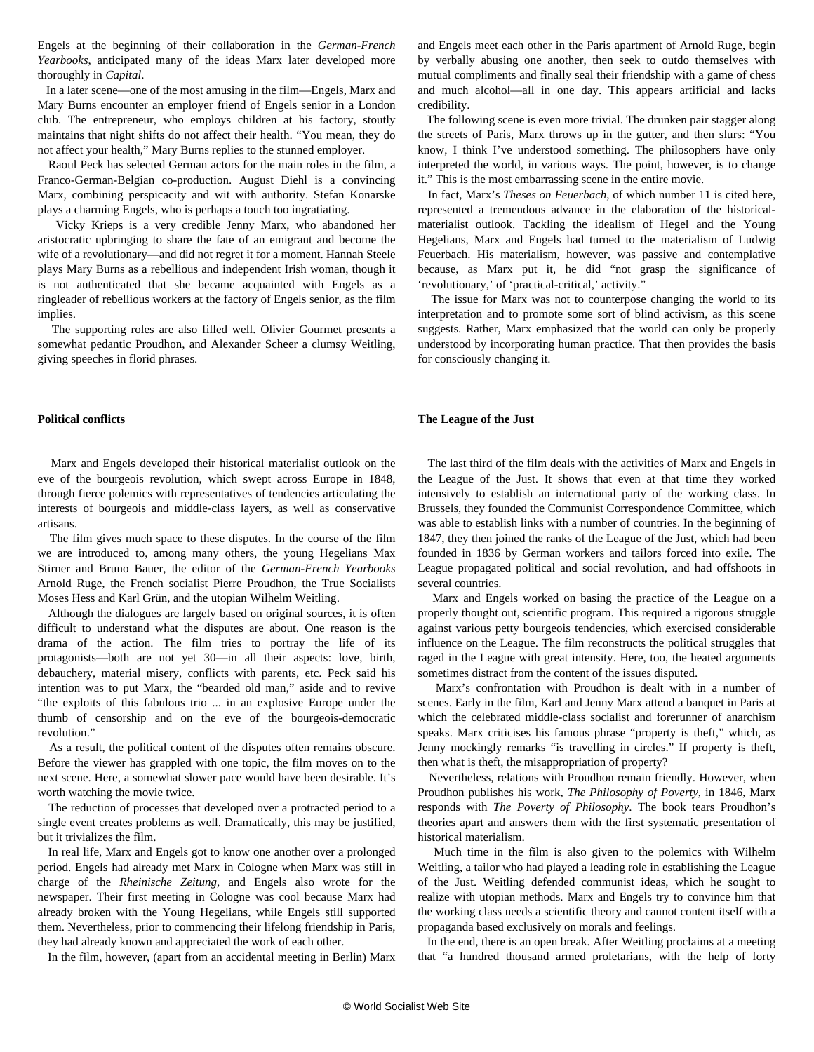Engels at the beginning of their collaboration in the *German-French Yearbooks*, anticipated many of the ideas Marx later developed more thoroughly in *Capital*.

In a later scene—one of the most amusing in the film—Engels, Marx and Mary Burns encounter an employer friend of Engels senior in a London club. The entrepreneur, who employs children at his factory, stoutly maintains that night shifts do not affect their health. "You mean, they do not affect your health," Mary Burns replies to the stunned employer.

Raoul Peck has selected German actors for the main roles in the film, a Franco-German-Belgian co-production. August Diehl is a convincing Marx, combining perspicacity and wit with authority. Stefan Konarske plays a charming Engels, who is perhaps a touch too ingratiating.

Vicky Krieps is a very credible Jenny Marx, who abandoned her aristocratic upbringing to share the fate of an emigrant and become the wife of a revolutionary—and did not regret it for a moment. Hannah Steele plays Mary Burns as a rebellious and independent Irish woman, though it is not authenticated that she became acquainted with Engels as a ringleader of rebellious workers at the factory of Engels senior, as the film implies.

The supporting roles are also filled well. Olivier Gourmet presents a somewhat pedantic Proudhon, and Alexander Scheer a clumsy Weitling, giving speeches in florid phrases.

**Political conflicts**

Marx and Engels developed their historical materialist outlook on the eve of the bourgeois revolution, which swept across Europe in 1848, through fierce polemics with representatives of tendencies articulating the interests of bourgeois and middle-class layers, as well as conservative artisans.

The film gives much space to these disputes. In the course of the film we are introduced to, among many others, the young Hegelians Max Stirner and Bruno Bauer, the editor of the *German-French Yearbooks* Arnold Ruge, the French socialist Pierre Proudhon, the True Socialists Moses Hess and Karl Grün, and the utopian Wilhelm Weitling.

Although the dialogues are largely based on original sources, it is often difficult to understand what the disputes are about. One reason is the drama of the action. The film tries to portray the life of its protagonists—both are not yet 30—in all their aspects: love, birth, debauchery, material misery, conflicts with parents, etc. Peck said his intention was to put Marx, the "bearded old man," aside and to revive "the exploits of this fabulous trio ... in an explosive Europe under the thumb of censorship and on the eve of the bourgeois-democratic revolution."

As a result, the political content of the disputes often remains obscure. Before the viewer has grappled with one topic, the film moves on to the next scene. Here, a somewhat slower pace would have been desirable. It's worth watching the movie twice.

The reduction of processes that developed over a protracted period to a single event creates problems as well. Dramatically, this may be justified, but it trivializes the film.

In real life, Marx and Engels got to know one another over a prolonged period. Engels had already met Marx in Cologne when Marx was still in charge of the *Rheinische Zeitung*, and Engels also wrote for the newspaper. Their first meeting in Cologne was cool because Marx had already broken with the Young Hegelians, while Engels still supported them. Nevertheless, prior to commencing their lifelong friendship in Paris, they had already known and appreciated the work of each other.

In the film, however, (apart from an accidental meeting in Berlin) Marx and Engels meet each other in the Paris apartment of Arnold Ruge, begin by verbally abusing one another, then seek to outdo themselves with mutual compliments and finally seal their friendship with a game of chess and much alcohol—all in one day. This appears artificial and lacks credibility.

The following scene is even more trivial. The drunken pair stagger along the streets of Paris, Marx throws up in the gutter, and then slurs: "You know, I think I've understood something. The philosophers have only interpreted the world, in various ways. The point, however, is to change it." This is the most embarrassing scene in the entire movie.

In fact, Marx's *Theses on Feuerbach*, of which number 11 is cited here, represented a tremendous advance in the elaboration of the historical-materialist outlook. Tackling the idealism of Hegel and the Young Hegelians, Marx and Engels had turned to the materialism of Ludwig Feuerbach. His materialism, however, was passive and contemplative because, as Marx put it, he did "not grasp the significance of 'revolutionary,' of 'practical-critical,' activity."

The issue for Marx was not to counterpose changing the world to its interpretation and to promote some sort of blind activism, as this scene suggests. Rather, Marx emphasized that the world can only be properly understood by incorporating human practice. That then provides the basis for consciously changing it.

**The League of the Just**

The last third of the film deals with the activities of Marx and Engels in the League of the Just. It shows that even at that time they worked intensively to establish an international party of the working class. In Brussels, they founded the Communist Correspondence Committee, which was able to establish links with a number of countries. In the beginning of 1847, they then joined the ranks of the League of the Just, which had been founded in 1836 by German workers and tailors forced into exile. The League propagated political and social revolution, and had offshoots in several countries.

Marx and Engels worked on basing the practice of the League on a properly thought out, scientific program. This required a rigorous struggle against various petty bourgeois tendencies, which exercised considerable influence on the League. The film reconstructs the political struggles that raged in the League with great intensity. Here, too, the heated arguments sometimes distract from the content of the issues disputed.

Marx's confrontation with Proudhon is dealt with in a number of scenes. Early in the film, Karl and Jenny Marx attend a banquet in Paris at which the celebrated middle-class socialist and forerunner of anarchism speaks. Marx criticises his famous phrase "property is theft," which, as Jenny mockingly remarks "is travelling in circles." If property is theft, then what is theft, the misappropriation of property?

Nevertheless, relations with Proudhon remain friendly. However, when Proudhon publishes his work, *The Philosophy of Poverty*, in 1846, Marx responds with *The Poverty of Philosophy*. The book tears Proudhon's theories apart and answers them with the first systematic presentation of historical materialism.

Much time in the film is also given to the polemics with Wilhelm Weitling, a tailor who had played a leading role in establishing the League of the Just. Weitling defended communist ideas, which he sought to realize with utopian methods. Marx and Engels try to convince him that the working class needs a scientific theory and cannot content itself with a propaganda based exclusively on morals and feelings.

In the end, there is an open break. After Weitling proclaims at a meeting that "a hundred thousand armed proletarians, with the help of forty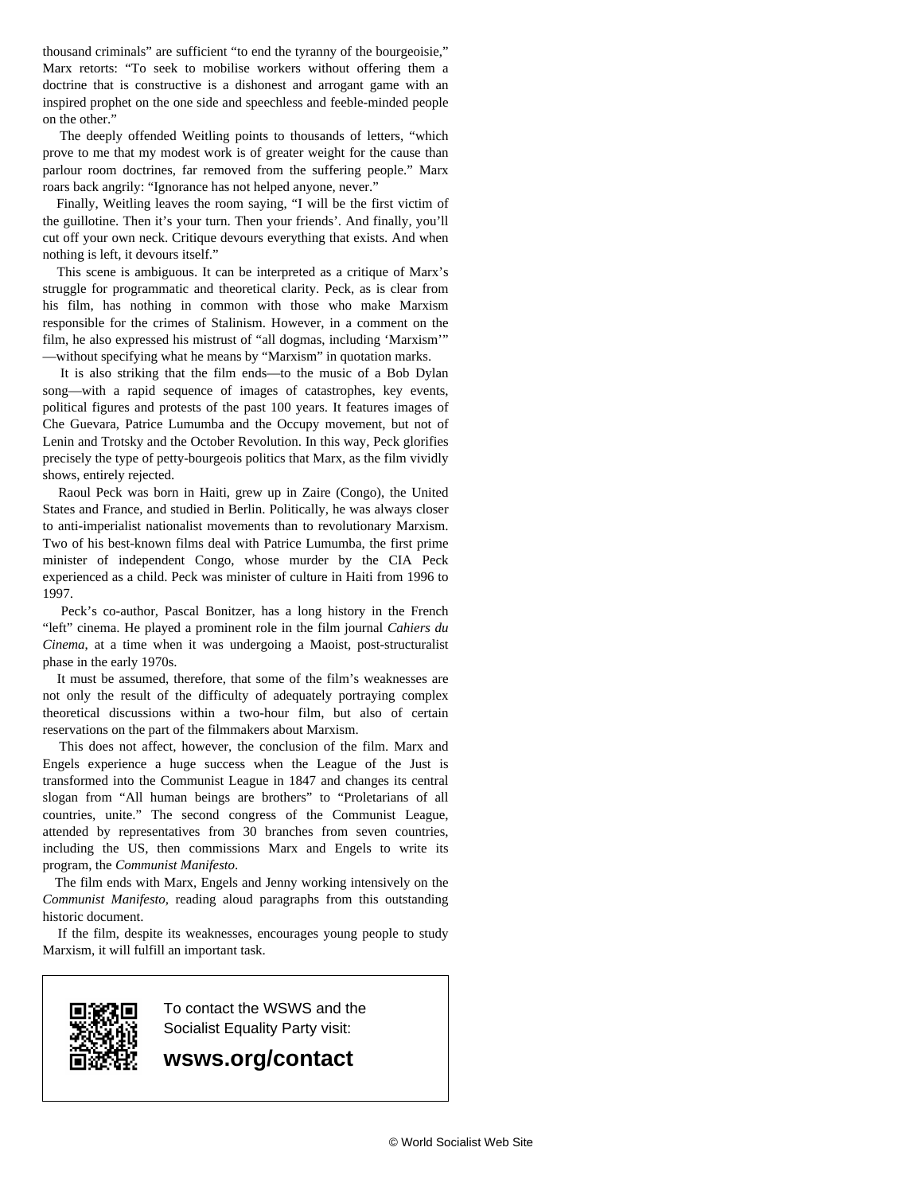thousand criminals" are sufficient "to end the tyranny of the bourgeoisie," Marx retorts: "To seek to mobilise workers without offering them a doctrine that is constructive is a dishonest and arrogant game with an inspired prophet on the one side and speechless and feeble-minded people on the other."

The deeply offended Weitling points to thousands of letters, "which prove to me that my modest work is of greater weight for the cause than parlour room doctrines, far removed from the suffering people." Marx roars back angrily: "Ignorance has not helped anyone, never."

Finally, Weitling leaves the room saying, "I will be the first victim of the guillotine. Then it's your turn. Then your friends'. And finally, you'll cut off your own neck. Critique devours everything that exists. And when nothing is left, it devours itself."

This scene is ambiguous. It can be interpreted as a critique of Marx's struggle for programmatic and theoretical clarity. Peck, as is clear from his film, has nothing in common with those who make Marxism responsible for the crimes of Stalinism. However, in a comment on the film, he also expressed his mistrust of "all dogmas, including 'Marxism'"—without specifying what he means by "Marxism" in quotation marks.

It is also striking that the film ends—to the music of a Bob Dylan song—with a rapid sequence of images of catastrophes, key events, political figures and protests of the past 100 years. It features images of Che Guevara, Patrice Lumumba and the Occupy movement, but not of Lenin and Trotsky and the October Revolution. In this way, Peck glorifies precisely the type of petty-bourgeois politics that Marx, as the film vividly shows, entirely rejected.

Raoul Peck was born in Haiti, grew up in Zaire (Congo), the United States and France, and studied in Berlin. Politically, he was always closer to anti-imperialist nationalist movements than to revolutionary Marxism. Two of his best-known films deal with Patrice Lumumba, the first prime minister of independent Congo, whose murder by the CIA Peck experienced as a child. Peck was minister of culture in Haiti from 1996 to 1997.

Peck's co-author, Pascal Bonitzer, has a long history in the French "left" cinema. He played a prominent role in the film journal *Cahiers du Cinema*, at a time when it was undergoing a Maoist, post-structuralist phase in the early 1970s.

It must be assumed, therefore, that some of the film's weaknesses are not only the result of the difficulty of adequately portraying complex theoretical discussions within a two-hour film, but also of certain reservations on the part of the filmmakers about Marxism.

This does not affect, however, the conclusion of the film. Marx and Engels experience a huge success when the League of the Just is transformed into the Communist League in 1847 and changes its central slogan from "All human beings are brothers" to "Proletarians of all countries, unite." The second congress of the Communist League, attended by representatives from 30 branches from seven countries, including the US, then commissions Marx and Engels to write its program, the *Communist Manifesto*.

The film ends with Marx, Engels and Jenny working intensively on the *Communist Manifesto*, reading aloud paragraphs from this outstanding historic document.

If the film, despite its weaknesses, encourages young people to study Marxism, it will fulfill an important task.

To contact the WSWS and the Socialist Equality Party visit:

**wsws.org/contact**